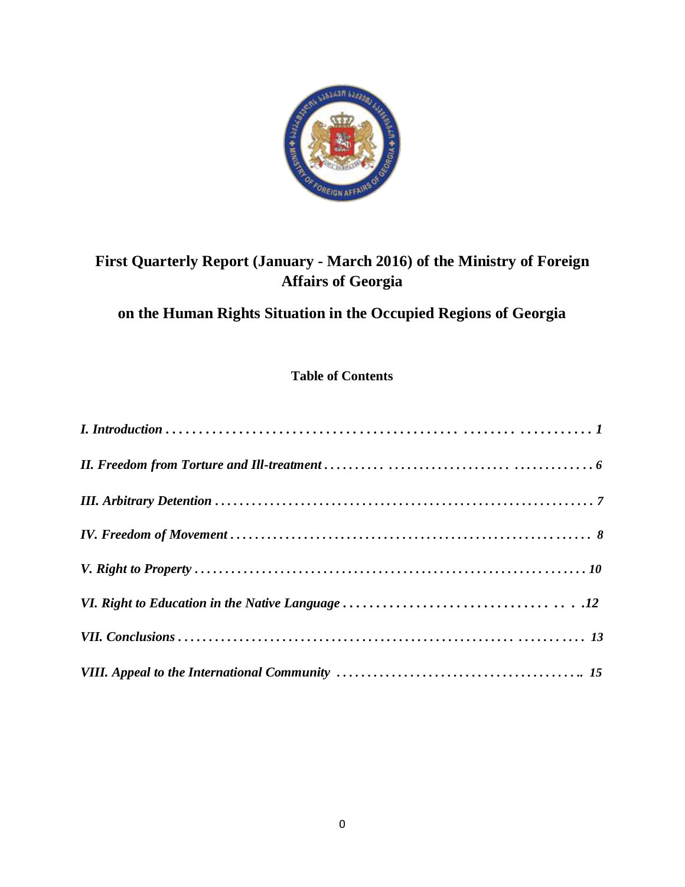# First Quarterly Report (January - March 2016) of the Ministry of Foreign Affairs of Georgia

## on the Human Rights Situation in the Occupied Regions of Georgia

**Table of Contents**

***I. Introduction . . . . . . . . . . . . . . . . . . . . . . . . . . . . . . . . . . . . . . . . . . . . 1***

***II. Freedom from Torture and Ill-treatment . . . . . . . . . . . . . . . . . . . . . . . . . . . . . . . 6***

***III. Arbitrary Detention . . . . . . . . . . . . . . . . . . . . . . . . . . . . . . . . . . . . . . . . . . . 7***

***IV. Freedom of Movement . . . . . . . . . . . . . . . . . . . . . . . . . . . . . . . . . . . . . . . . . 8***

***V. Right to Property . . . . . . . . . . . . . . . . . . . . . . . . . . . . . . . . . . . . . . . . . . . . 10***

***VI. Right to Education in the Native Language . . . . . . . . . . . . . . . . . . . . . . . . . . .12***

***VII. Conclusions . . . . . . . . . . . . . . . . . . . . . . . . . . . . . . . . . . . . . . . . . . . . . 13***

***VIII. Appeal to the International Community . . . . . . . . . . . . . . . . . . . . . . . . . . . . 15***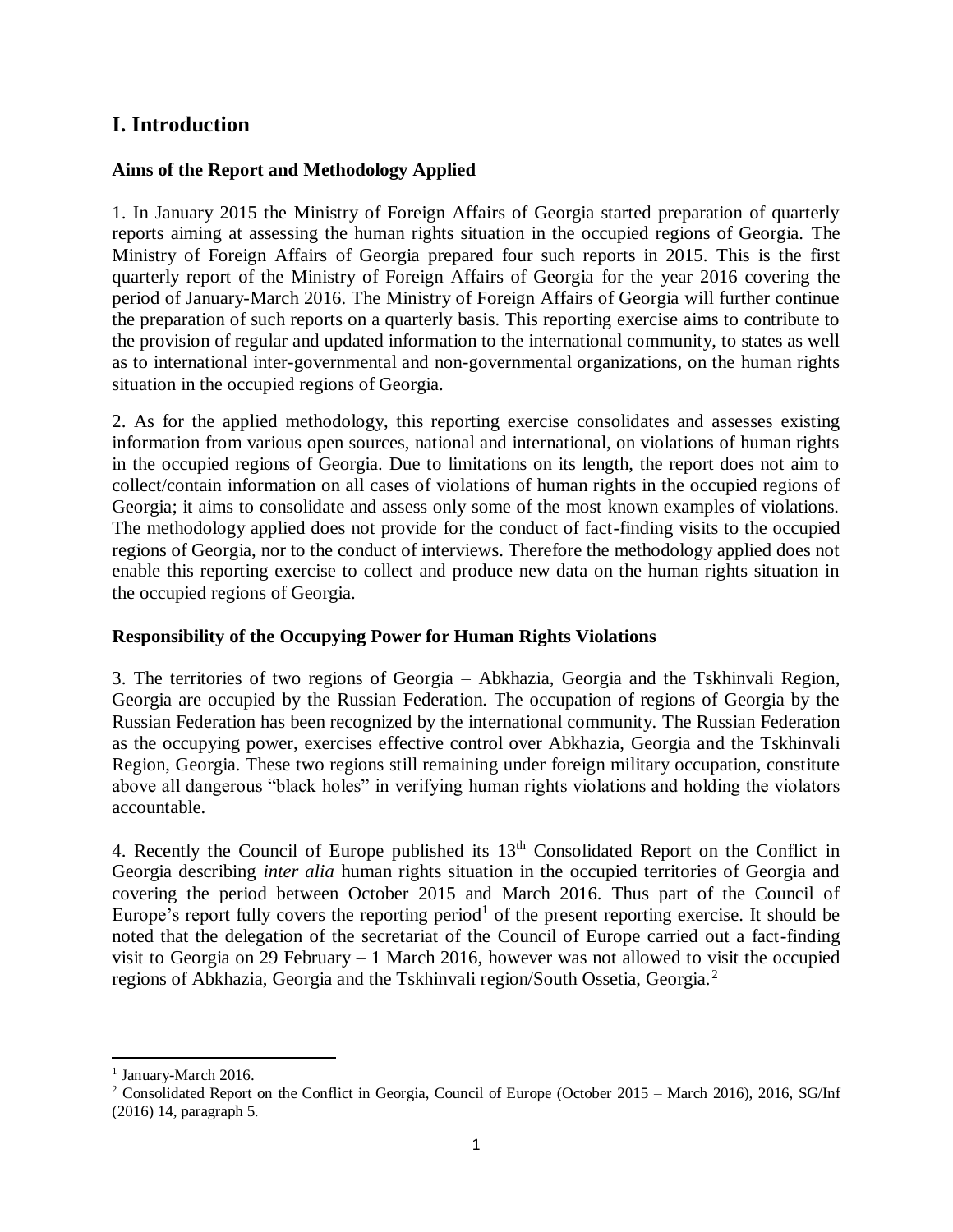# I. Introduction

### Aims of the Report and Methodology Applied

1. In January 2015 the Ministry of Foreign Affairs of Georgia started preparation of quarterly reports aiming at assessing the human rights situation in the occupied regions of Georgia. The Ministry of Foreign Affairs of Georgia prepared four such reports in 2015. This is the first quarterly report of the Ministry of Foreign Affairs of Georgia for the year 2016 covering the period of January-March 2016. The Ministry of Foreign Affairs of Georgia will further continue the preparation of such reports on a quarterly basis. This reporting exercise aims to contribute to the provision of regular and updated information to the international community, to states as well as to international inter-governmental and non-governmental organizations, on the human rights situation in the occupied regions of Georgia.

2. As for the applied methodology, this reporting exercise consolidates and assesses existing information from various open sources, national and international, on violations of human rights in the occupied regions of Georgia. Due to limitations on its length, the report does not aim to collect/contain information on all cases of violations of human rights in the occupied regions of Georgia; it aims to consolidate and assess only some of the most known examples of violations. The methodology applied does not provide for the conduct of fact-finding visits to the occupied regions of Georgia, nor to the conduct of interviews. Therefore the methodology applied does not enable this reporting exercise to collect and produce new data on the human rights situation in the occupied regions of Georgia.

### Responsibility of the Occupying Power for Human Rights Violations

3. The territories of two regions of Georgia – Abkhazia, Georgia and the Tskhinvali Region, Georgia are occupied by the Russian Federation. The occupation of regions of Georgia by the Russian Federation has been recognized by the international community. The Russian Federation as the occupying power, exercises effective control over Abkhazia, Georgia and the Tskhinvali Region, Georgia. These two regions still remaining under foreign military occupation, constitute above all dangerous "black holes" in verifying human rights violations and holding the violators accountable.

4. Recently the Council of Europe published its 13th Consolidated Report on the Conflict in Georgia describing *inter alia* human rights situation in the occupied territories of Georgia and covering the period between October 2015 and March 2016. Thus part of the Council of Europe's report fully covers the reporting period[1] of the present reporting exercise. It should be noted that the delegation of the secretariat of the Council of Europe carried out a fact-finding visit to Georgia on 29 February – 1 March 2016, however was not allowed to visit the occupied regions of Abkhazia, Georgia and the Tskhinvali region/South Ossetia, Georgia.[2]

---

[1] January-March 2016.

[2] Consolidated Report on the Conflict in Georgia, Council of Europe (October 2015 – March 2016), 2016, SG/Inf (2016) 14, paragraph 5.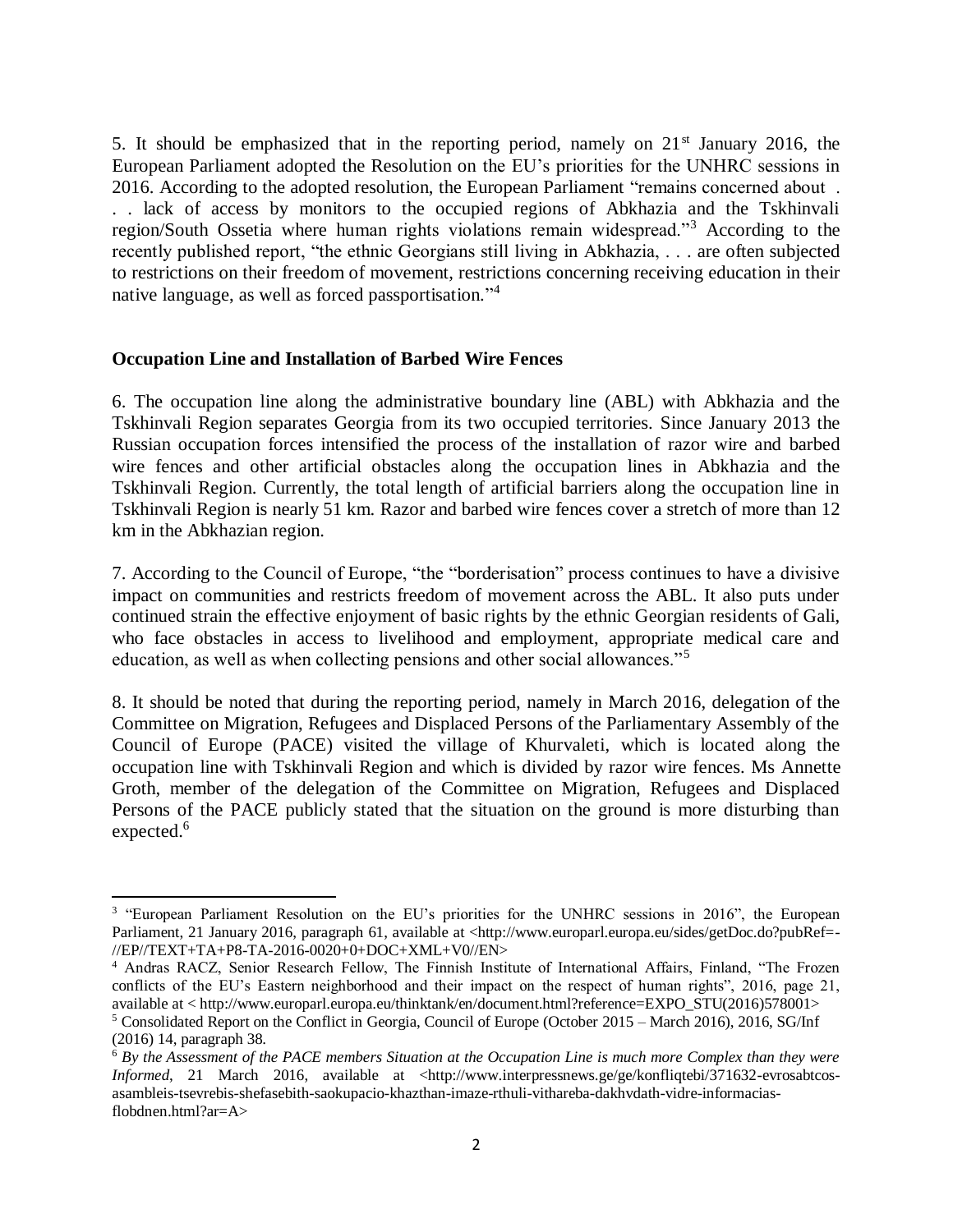5. It should be emphasized that in the reporting period, namely on 21st January 2016, the European Parliament adopted the Resolution on the EU's priorities for the UNHRC sessions in 2016. According to the adopted resolution, the European Parliament "remains concerned about . . . lack of access by monitors to the occupied regions of Abkhazia and the Tskhinvali region/South Ossetia where human rights violations remain widespread."[3] According to the recently published report, "the ethnic Georgians still living in Abkhazia, . . . are often subjected to restrictions on their freedom of movement, restrictions concerning receiving education in their native language, as well as forced passportisation."[4]

**Occupation Line and Installation of Barbed Wire Fences**

6. The occupation line along the administrative boundary line (ABL) with Abkhazia and the Tskhinvali Region separates Georgia from its two occupied territories. Since January 2013 the Russian occupation forces intensified the process of the installation of razor wire and barbed wire fences and other artificial obstacles along the occupation lines in Abkhazia and the Tskhinvali Region. Currently, the total length of artificial barriers along the occupation line in Tskhinvali Region is nearly 51 km. Razor and barbed wire fences cover a stretch of more than 12 km in the Abkhazian region.

7. According to the Council of Europe, "the "borderisation" process continues to have a divisive impact on communities and restricts freedom of movement across the ABL. It also puts under continued strain the effective enjoyment of basic rights by the ethnic Georgian residents of Gali, who face obstacles in access to livelihood and employment, appropriate medical care and education, as well as when collecting pensions and other social allowances."[5]

8. It should be noted that during the reporting period, namely in March 2016, delegation of the Committee on Migration, Refugees and Displaced Persons of the Parliamentary Assembly of the Council of Europe (PACE) visited the village of Khurvaleti, which is located along the occupation line with Tskhinvali Region and which is divided by razor wire fences. Ms Annette Groth, member of the delegation of the Committee on Migration, Refugees and Displaced Persons of the PACE publicly stated that the situation on the ground is more disturbing than expected.[6]

---

[3] "European Parliament Resolution on the EU's priorities for the UNHRC sessions in 2016", the European Parliament, 21 January 2016, paragraph 61, available at <http://www.europarl.europa.eu/sides/getDoc.do?pubRef=-//EP//TEXT+TA+P8-TA-2016-0020+0+DOC+XML+V0//EN>

[4] Andras RACZ, Senior Research Fellow, The Finnish Institute of International Affairs, Finland, "The Frozen conflicts of the EU's Eastern neighborhood and their impact on the respect of human rights", 2016, page 21, available at < http://www.europarl.europa.eu/thinktank/en/document.html?reference=EXPO_STU(2016)578001>

[5] Consolidated Report on the Conflict in Georgia, Council of Europe (October 2015 – March 2016), 2016, SG/Inf (2016) 14, paragraph 38.

[6] *By the Assessment of the PACE members Situation at the Occupation Line is much more Complex than they were Informed*, 21 March 2016, available at <http://www.interpressnews.ge/ge/konfliqtebi/371632-evrosabtcos-asambleis-tsevrebis-shefasebith-saokupacio-khazthan-imaze-rthuli-vithareba-dakhvdath-vidre-informacias-flobdnen.html?ar=A>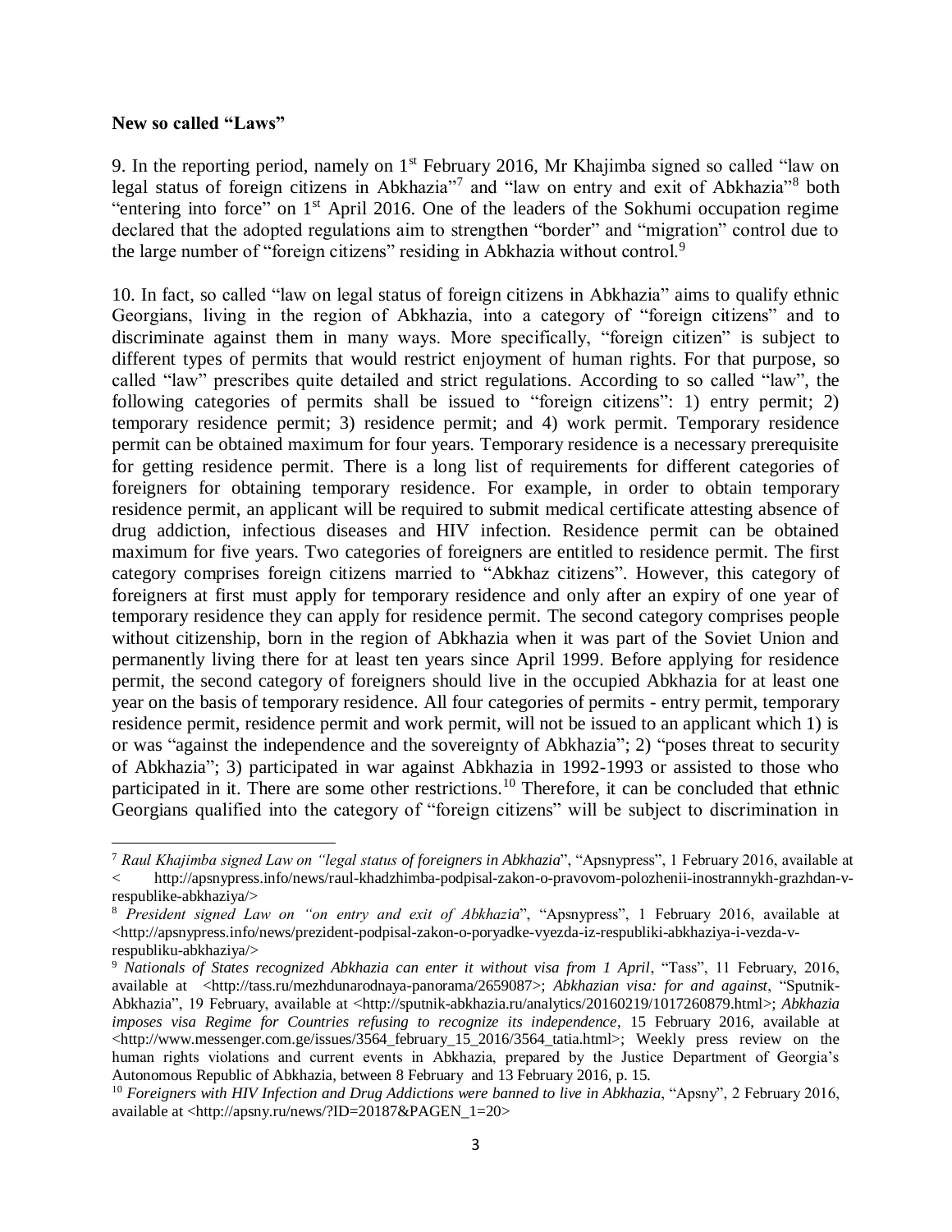**New so called "Laws"**

9. In the reporting period, namely on 1st February 2016, Mr Khajimba signed so called "law on legal status of foreign citizens in Abkhazia"[7] and "law on entry and exit of Abkhazia"[8] both "entering into force" on 1st April 2016. One of the leaders of the Sokhumi occupation regime declared that the adopted regulations aim to strengthen "border" and "migration" control due to the large number of "foreign citizens" residing in Abkhazia without control.[9]

10. In fact, so called "law on legal status of foreign citizens in Abkhazia" aims to qualify ethnic Georgians, living in the region of Abkhazia, into a category of "foreign citizens" and to discriminate against them in many ways. More specifically, "foreign citizen" is subject to different types of permits that would restrict enjoyment of human rights. For that purpose, so called "law" prescribes quite detailed and strict regulations. According to so called "law", the following categories of permits shall be issued to "foreign citizens": 1) entry permit; 2) temporary residence permit; 3) residence permit; and 4) work permit. Temporary residence permit can be obtained maximum for four years. Temporary residence is a necessary prerequisite for getting residence permit. There is a long list of requirements for different categories of foreigners for obtaining temporary residence. For example, in order to obtain temporary residence permit, an applicant will be required to submit medical certificate attesting absence of drug addiction, infectious diseases and HIV infection. Residence permit can be obtained maximum for five years. Two categories of foreigners are entitled to residence permit. The first category comprises foreign citizens married to "Abkhaz citizens". However, this category of foreigners at first must apply for temporary residence and only after an expiry of one year of temporary residence they can apply for residence permit. The second category comprises people without citizenship, born in the region of Abkhazia when it was part of the Soviet Union and permanently living there for at least ten years since April 1999. Before applying for residence permit, the second category of foreigners should live in the occupied Abkhazia for at least one year on the basis of temporary residence. All four categories of permits - entry permit, temporary residence permit, residence permit and work permit, will not be issued to an applicant which 1) is or was "against the independence and the sovereignty of Abkhazia"; 2) "poses threat to security of Abkhazia"; 3) participated in war against Abkhazia in 1992-1993 or assisted to those who participated in it. There are some other restrictions.[10] Therefore, it can be concluded that ethnic Georgians qualified into the category of "foreign citizens" will be subject to discrimination in

---

[7] *Raul Khajimba signed Law on "legal status of foreigners in Abkhazia*", "Apsnypress", 1 February 2016, available at < http://apsnypress.info/news/raul-khadzhimba-podpisal-zakon-o-pravovom-polozhenii-inostrannykh-grazhdan-v-respublike-abkhaziya/>

[8] *President signed Law on "on entry and exit of Abkhazia*", "Apsnypress", 1 February 2016, available at <http://apsnypress.info/news/prezident-podpisal-zakon-o-poryadke-vyezda-iz-respubliki-abkhaziya-i-vezda-v-respubliku-abkhaziya/>

[9] *Nationals of States recognized Abkhazia can enter it without visa from 1 April*, "Tass", 11 February, 2016, available at <http://tass.ru/mezhdunarodnaya-panorama/2659087>; *Abkhazian visa: for and against*, "Sputnik-Abkhazia", 19 February, available at <http://sputnik-abkhazia.ru/analytics/20160219/1017260879.html>; *Abkhazia imposes visa Regime for Countries refusing to recognize its independence*, 15 February 2016, available at <http://www.messenger.com.ge/issues/3564_february_15_2016/3564_tatia.html>; Weekly press review on the human rights violations and current events in Abkhazia, prepared by the Justice Department of Georgia's Autonomous Republic of Abkhazia, between 8 February and 13 February 2016, p. 15.

[10] *Foreigners with HIV Infection and Drug Addictions were banned to live in Abkhazia*, "Apsny", 2 February 2016, available at <http://apsny.ru/news/?ID=20187&PAGEN_1=20>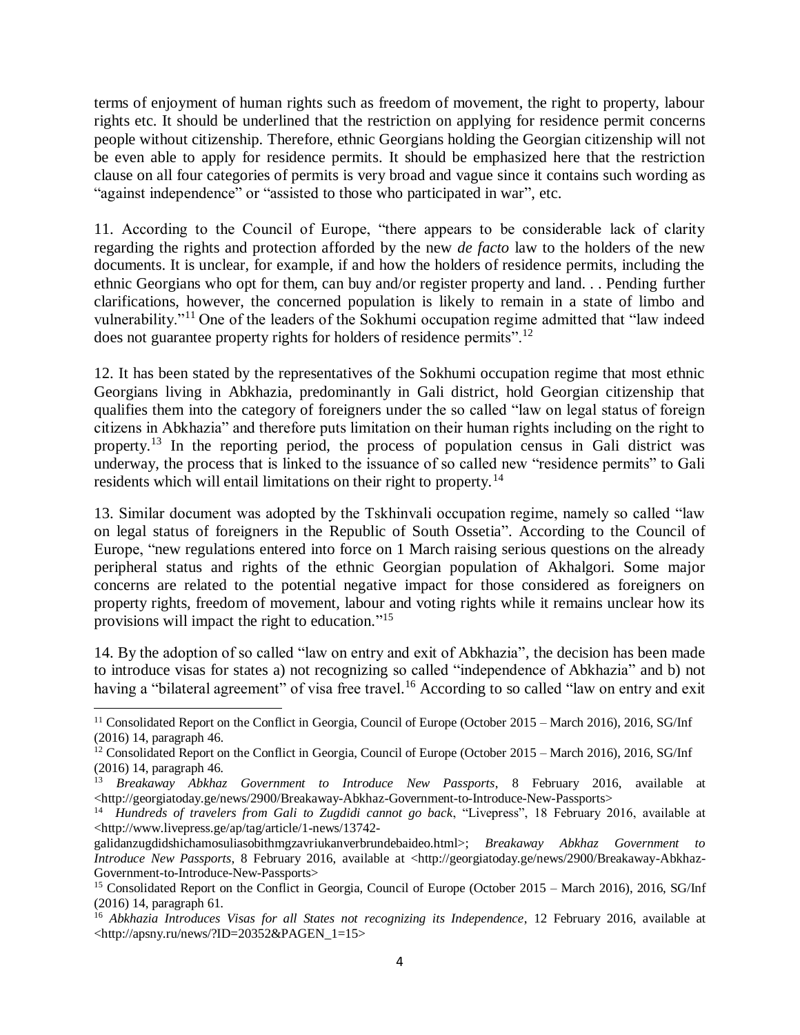terms of enjoyment of human rights such as freedom of movement, the right to property, labour rights etc. It should be underlined that the restriction on applying for residence permit concerns people without citizenship. Therefore, ethnic Georgians holding the Georgian citizenship will not be even able to apply for residence permits. It should be emphasized here that the restriction clause on all four categories of permits is very broad and vague since it contains such wording as "against independence" or "assisted to those who participated in war", etc.

11. According to the Council of Europe, "there appears to be considerable lack of clarity regarding the rights and protection afforded by the new *de facto* law to the holders of the new documents. It is unclear, for example, if and how the holders of residence permits, including the ethnic Georgians who opt for them, can buy and/or register property and land. . . Pending further clarifications, however, the concerned population is likely to remain in a state of limbo and vulnerability."[11] One of the leaders of the Sokhumi occupation regime admitted that "law indeed does not guarantee property rights for holders of residence permits".[12]

12. It has been stated by the representatives of the Sokhumi occupation regime that most ethnic Georgians living in Abkhazia, predominantly in Gali district, hold Georgian citizenship that qualifies them into the category of foreigners under the so called "law on legal status of foreign citizens in Abkhazia" and therefore puts limitation on their human rights including on the right to property.[13] In the reporting period, the process of population census in Gali district was underway, the process that is linked to the issuance of so called new "residence permits" to Gali residents which will entail limitations on their right to property.[14]

13. Similar document was adopted by the Tskhinvali occupation regime, namely so called "law on legal status of foreigners in the Republic of South Ossetia". According to the Council of Europe, "new regulations entered into force on 1 March raising serious questions on the already peripheral status and rights of the ethnic Georgian population of Akhalgori. Some major concerns are related to the potential negative impact for those considered as foreigners on property rights, freedom of movement, labour and voting rights while it remains unclear how its provisions will impact the right to education."[15]

14. By the adoption of so called "law on entry and exit of Abkhazia", the decision has been made to introduce visas for states a) not recognizing so called "independence of Abkhazia" and b) not having a "bilateral agreement" of visa free travel.[16] According to so called "law on entry and exit

---

[11] Consolidated Report on the Conflict in Georgia, Council of Europe (October 2015 – March 2016), 2016, SG/Inf (2016) 14, paragraph 46.

[12] Consolidated Report on the Conflict in Georgia, Council of Europe (October 2015 – March 2016), 2016, SG/Inf (2016) 14, paragraph 46.

[13] *Breakaway Abkhaz Government to Introduce New Passports*, 8 February 2016, available at <http://georgiatoday.ge/news/2900/Breakaway-Abkhaz-Government-to-Introduce-New-Passports>

[14] *Hundreds of travelers from Gali to Zugdidi cannot go back*, "Livepress", 18 February 2016, available at <http://www.livepress.ge/ap/tag/article/1-news/13742-galidanzugdidshichamosuliasobithmgzavriukanverbrundebaideo.html>; *Breakaway Abkhaz Government to Introduce New Passports*, 8 February 2016, available at <http://georgiatoday.ge/news/2900/Breakaway-Abkhaz-Government-to-Introduce-New-Passports>

[15] Consolidated Report on the Conflict in Georgia, Council of Europe (October 2015 – March 2016), 2016, SG/Inf (2016) 14, paragraph 61.

[16] *Abkhazia Introduces Visas for all States not recognizing its Independence*, 12 February 2016, available at <http://apsny.ru/news/?ID=20352&PAGEN_1=15>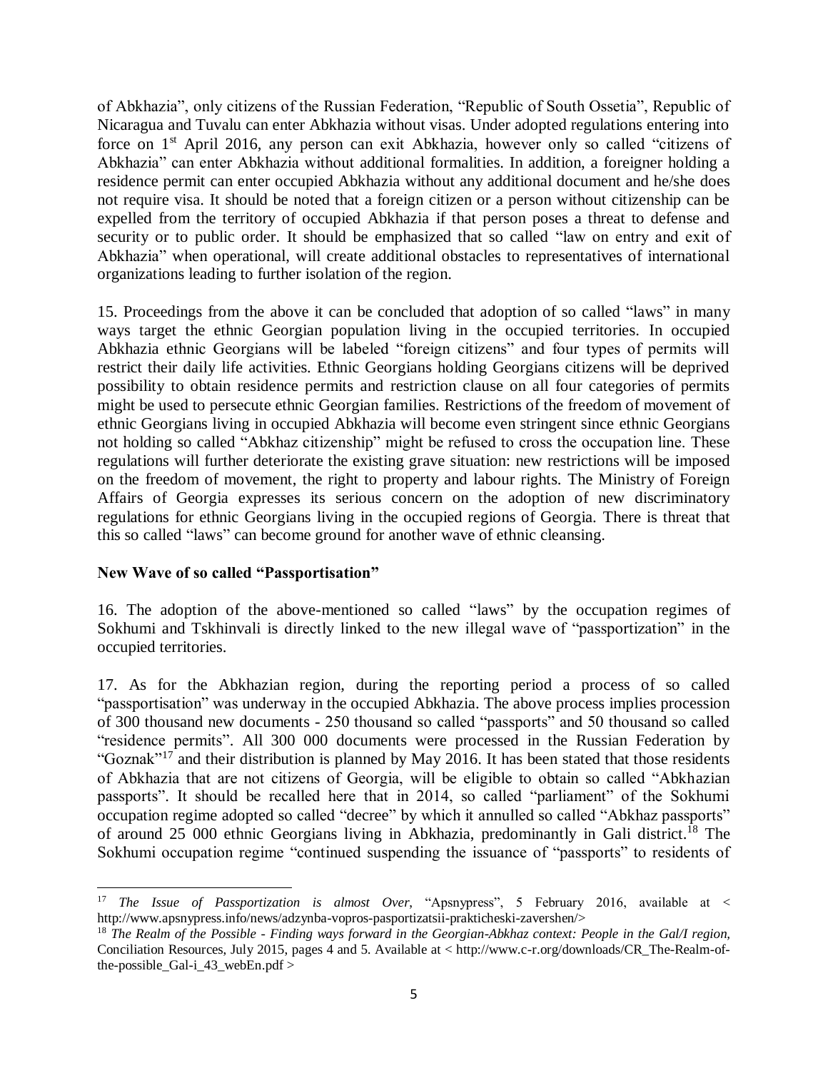of Abkhazia", only citizens of the Russian Federation, "Republic of South Ossetia", Republic of Nicaragua and Tuvalu can enter Abkhazia without visas. Under adopted regulations entering into force on 1st April 2016, any person can exit Abkhazia, however only so called "citizens of Abkhazia" can enter Abkhazia without additional formalities. In addition, a foreigner holding a residence permit can enter occupied Abkhazia without any additional document and he/she does not require visa. It should be noted that a foreign citizen or a person without citizenship can be expelled from the territory of occupied Abkhazia if that person poses a threat to defense and security or to public order. It should be emphasized that so called "law on entry and exit of Abkhazia" when operational, will create additional obstacles to representatives of international organizations leading to further isolation of the region.

15. Proceedings from the above it can be concluded that adoption of so called "laws" in many ways target the ethnic Georgian population living in the occupied territories. In occupied Abkhazia ethnic Georgians will be labeled "foreign citizens" and four types of permits will restrict their daily life activities. Ethnic Georgians holding Georgians citizens will be deprived possibility to obtain residence permits and restriction clause on all four categories of permits might be used to persecute ethnic Georgian families. Restrictions of the freedom of movement of ethnic Georgians living in occupied Abkhazia will become even stringent since ethnic Georgians not holding so called "Abkhaz citizenship" might be refused to cross the occupation line. These regulations will further deteriorate the existing grave situation: new restrictions will be imposed on the freedom of movement, the right to property and labour rights. The Ministry of Foreign Affairs of Georgia expresses its serious concern on the adoption of new discriminatory regulations for ethnic Georgians living in the occupied regions of Georgia. There is threat that this so called "laws" can become ground for another wave of ethnic cleansing.

**New Wave of so called "Passportisation"**

16. The adoption of the above-mentioned so called "laws" by the occupation regimes of Sokhumi and Tskhinvali is directly linked to the new illegal wave of "passportization" in the occupied territories.

17. As for the Abkhazian region, during the reporting period a process of so called "passportisation" was underway in the occupied Abkhazia. The above process implies procession of 300 thousand new documents - 250 thousand so called "passports" and 50 thousand so called "residence permits". All 300 000 documents were processed in the Russian Federation by "Goznak"[17] and their distribution is planned by May 2016. It has been stated that those residents of Abkhazia that are not citizens of Georgia, will be eligible to obtain so called "Abkhazian passports". It should be recalled here that in 2014, so called "parliament" of the Sokhumi occupation regime adopted so called "decree" by which it annulled so called "Abkhaz passports" of around 25 000 ethnic Georgians living in Abkhazia, predominantly in Gali district.[18] The Sokhumi occupation regime "continued suspending the issuance of "passports" to residents of

---

[17] *The Issue of Passportization is almost Over*, "Apsnypress", 5 February 2016, available at < http://www.apsnypress.info/news/adzynba-vopros-pasportizatsii-prakticheski-zavershen/>

[18] *The Realm of the Possible - Finding ways forward in the Georgian-Abkhaz context: People in the Gal/I region*, Conciliation Resources, July 2015, pages 4 and 5. Available at < http://www.c-r.org/downloads/CR_The-Realm-of-the-possible_Gal-i_43_webEn.pdf >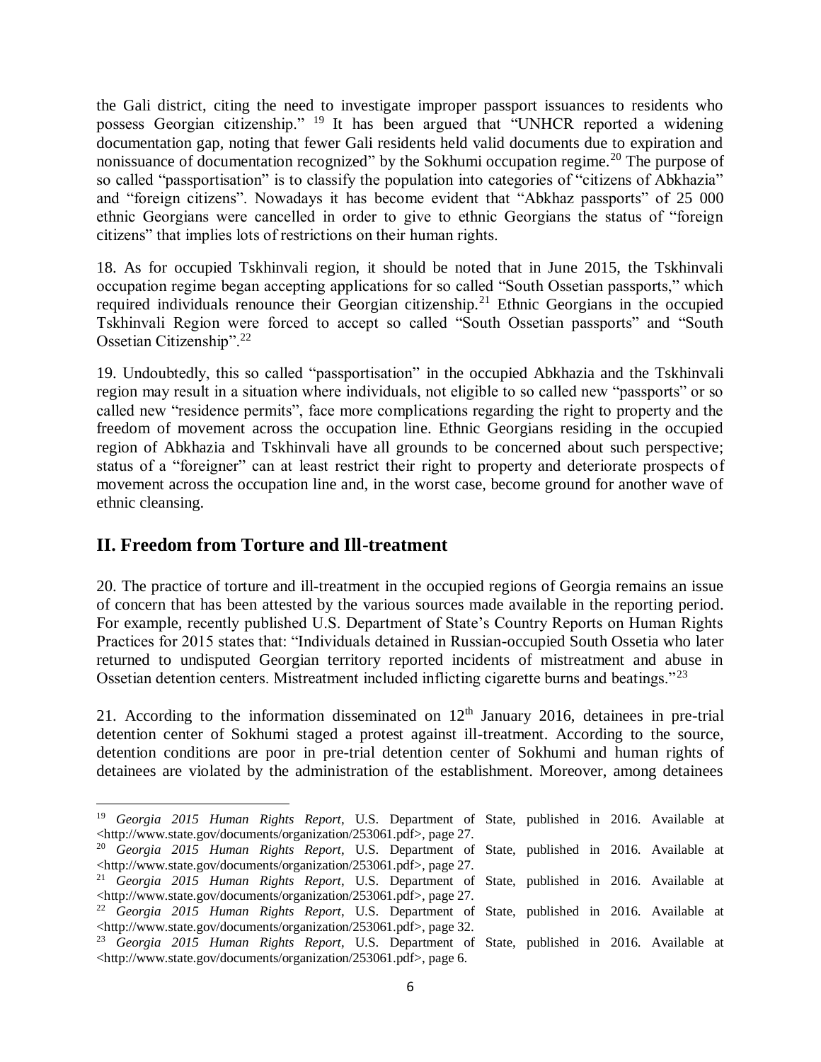the Gali district, citing the need to investigate improper passport issuances to residents who possess Georgian citizenship." [19] It has been argued that "UNHCR reported a widening documentation gap, noting that fewer Gali residents held valid documents due to expiration and nonissuance of documentation recognized" by the Sokhumi occupation regime.[20] The purpose of so called "passportisation" is to classify the population into categories of "citizens of Abkhazia" and "foreign citizens". Nowadays it has become evident that "Abkhaz passports" of 25 000 ethnic Georgians were cancelled in order to give to ethnic Georgians the status of "foreign citizens" that implies lots of restrictions on their human rights.

18. As for occupied Tskhinvali region, it should be noted that in June 2015, the Tskhinvali occupation regime began accepting applications for so called "South Ossetian passports," which required individuals renounce their Georgian citizenship.[21] Ethnic Georgians in the occupied Tskhinvali Region were forced to accept so called "South Ossetian passports" and "South Ossetian Citizenship".[22]

19. Undoubtedly, this so called "passportisation" in the occupied Abkhazia and the Tskhinvali region may result in a situation where individuals, not eligible to so called new "passports" or so called new "residence permits", face more complications regarding the right to property and the freedom of movement across the occupation line. Ethnic Georgians residing in the occupied region of Abkhazia and Tskhinvali have all grounds to be concerned about such perspective; status of a "foreigner" can at least restrict their right to property and deteriorate prospects of movement across the occupation line and, in the worst case, become ground for another wave of ethnic cleansing.

## II. Freedom from Torture and Ill-treatment

20. The practice of torture and ill-treatment in the occupied regions of Georgia remains an issue of concern that has been attested by the various sources made available in the reporting period. For example, recently published U.S. Department of State's Country Reports on Human Rights Practices for 2015 states that: "Individuals detained in Russian-occupied South Ossetia who later returned to undisputed Georgian territory reported incidents of mistreatment and abuse in Ossetian detention centers. Mistreatment included inflicting cigarette burns and beatings."[23]

21. According to the information disseminated on 12th January 2016, detainees in pre-trial detention center of Sokhumi staged a protest against ill-treatment. According to the source, detention conditions are poor in pre-trial detention center of Sokhumi and human rights of detainees are violated by the administration of the establishment. Moreover, among detainees

---

[19] *Georgia 2015 Human Rights Report*, U.S. Department of State, published in 2016. Available at <http://www.state.gov/documents/organization/253061.pdf>, page 27.

[20] *Georgia 2015 Human Rights Report*, U.S. Department of State, published in 2016. Available at <http://www.state.gov/documents/organization/253061.pdf>, page 27.

[21] *Georgia 2015 Human Rights Report*, U.S. Department of State, published in 2016. Available at <http://www.state.gov/documents/organization/253061.pdf>, page 27.

[22] *Georgia 2015 Human Rights Report*, U.S. Department of State, published in 2016. Available at <http://www.state.gov/documents/organization/253061.pdf>, page 32.

[23] *Georgia 2015 Human Rights Report*, U.S. Department of State, published in 2016. Available at <http://www.state.gov/documents/organization/253061.pdf>, page 6.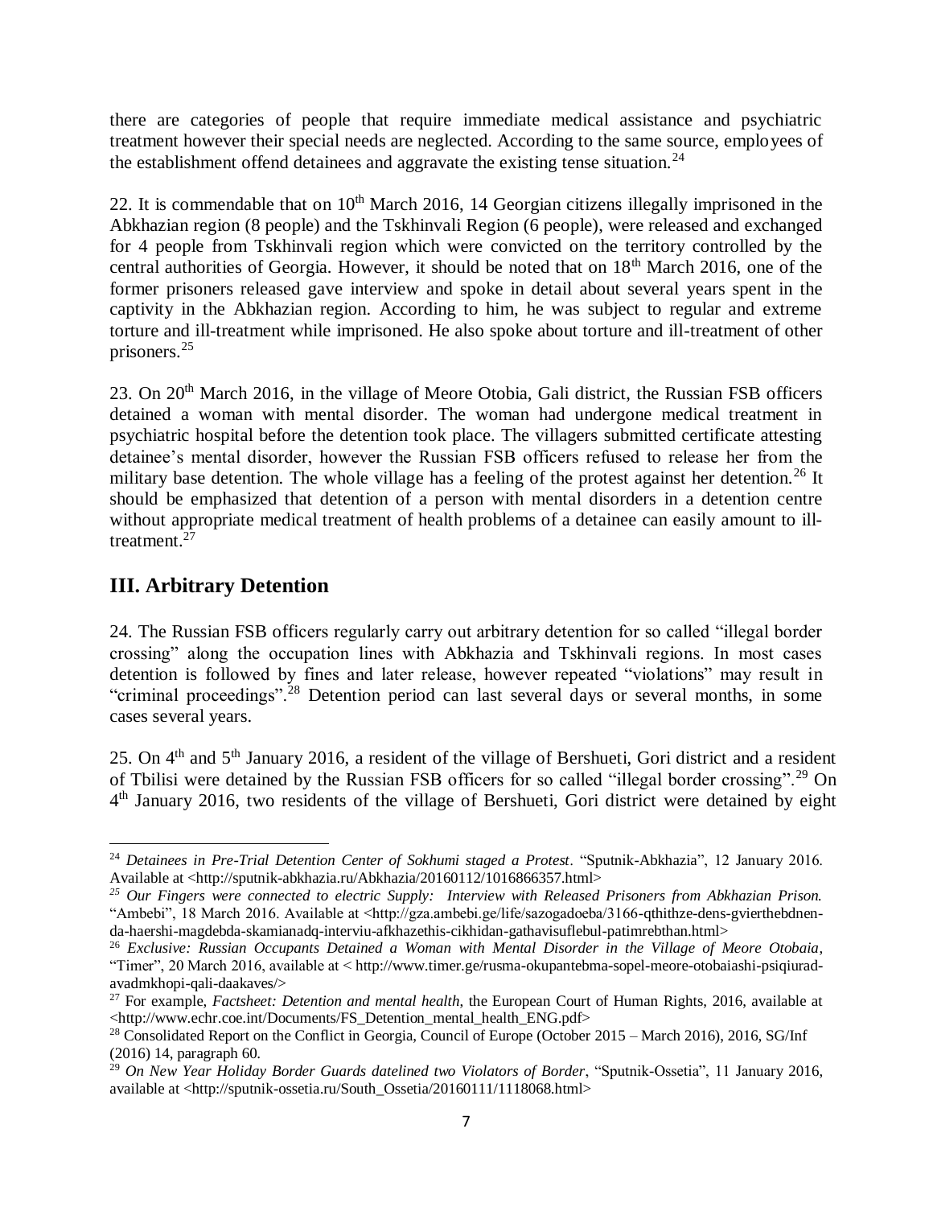there are categories of people that require immediate medical assistance and psychiatric treatment however their special needs are neglected. According to the same source, employees of the establishment offend detainees and aggravate the existing tense situation.[24]

22. It is commendable that on 10th March 2016, 14 Georgian citizens illegally imprisoned in the Abkhazian region (8 people) and the Tskhinvali Region (6 people), were released and exchanged for 4 people from Tskhinvali region which were convicted on the territory controlled by the central authorities of Georgia. However, it should be noted that on 18th March 2016, one of the former prisoners released gave interview and spoke in detail about several years spent in the captivity in the Abkhazian region. According to him, he was subject to regular and extreme torture and ill-treatment while imprisoned. He also spoke about torture and ill-treatment of other prisoners.[25]

23. On 20th March 2016, in the village of Meore Otobia, Gali district, the Russian FSB officers detained a woman with mental disorder. The woman had undergone medical treatment in psychiatric hospital before the detention took place. The villagers submitted certificate attesting detainee's mental disorder, however the Russian FSB officers refused to release her from the military base detention. The whole village has a feeling of the protest against her detention.[26] It should be emphasized that detention of a person with mental disorders in a detention centre without appropriate medical treatment of health problems of a detainee can easily amount to ill-treatment.[27]

## III. Arbitrary Detention

24. The Russian FSB officers regularly carry out arbitrary detention for so called "illegal border crossing" along the occupation lines with Abkhazia and Tskhinvali regions. In most cases detention is followed by fines and later release, however repeated "violations" may result in "criminal proceedings".[28] Detention period can last several days or several months, in some cases several years.

25. On 4th and 5th January 2016, a resident of the village of Bershueti, Gori district and a resident of Tbilisi were detained by the Russian FSB officers for so called "illegal border crossing".[29] On 4th January 2016, two residents of the village of Bershueti, Gori district were detained by eight

---

[24] *Detainees in Pre-Trial Detention Center of Sokhumi staged a Protest*. "Sputnik-Abkhazia", 12 January 2016. Available at <http://sputnik-abkhazia.ru/Abkhazia/20160112/1016866357.html>

[25] *Our Fingers were connected to electric Supply: Interview with Released Prisoners from Abkhazian Prison.* "Ambebi", 18 March 2016. Available at <http://gza.ambebi.ge/life/sazogadoeba/3166-qthithze-dens-gvierthebdnen-da-haershi-magdebda-skamianadq-interviu-afkhazethis-cikhidan-gathavisuflebul-patimrebthan.html>

[26] *Exclusive: Russian Occupants Detained a Woman with Mental Disorder in the Village of Meore Otobaia*, "Timer", 20 March 2016, available at < http://www.timer.ge/rusma-okupantebma-sopel-meore-otobaiashi-psiqiurad-avadmkhopi-qali-daakaves/>

[27] For example, *Factsheet: Detention and mental health*, the European Court of Human Rights, 2016, available at <http://www.echr.coe.int/Documents/FS_Detention_mental_health_ENG.pdf>

[28] Consolidated Report on the Conflict in Georgia, Council of Europe (October 2015 – March 2016), 2016, SG/Inf (2016) 14, paragraph 60.

[29] *On New Year Holiday Border Guards datelined two Violators of Border*, "Sputnik-Ossetia", 11 January 2016, available at <http://sputnik-ossetia.ru/South_Ossetia/20160111/1118068.html>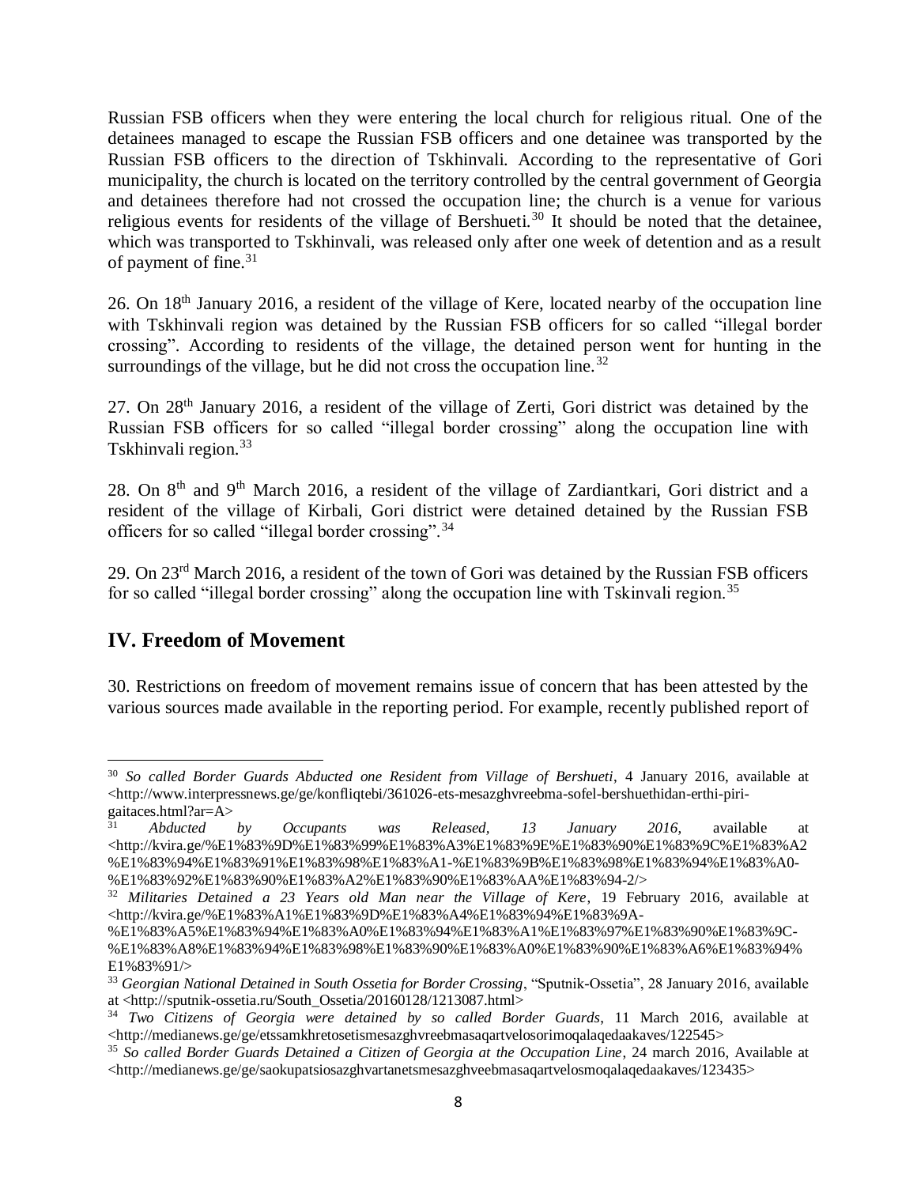Russian FSB officers when they were entering the local church for religious ritual. One of the detainees managed to escape the Russian FSB officers and one detainee was transported by the Russian FSB officers to the direction of Tskhinvali. According to the representative of Gori municipality, the church is located on the territory controlled by the central government of Georgia and detainees therefore had not crossed the occupation line; the church is a venue for various religious events for residents of the village of Bershueti.[30] It should be noted that the detainee, which was transported to Tskhinvali, was released only after one week of detention and as a result of payment of fine.[31]

26. On 18th January 2016, a resident of the village of Kere, located nearby of the occupation line with Tskhinvali region was detained by the Russian FSB officers for so called "illegal border crossing". According to residents of the village, the detained person went for hunting in the surroundings of the village, but he did not cross the occupation line.[32]

27. On 28th January 2016, a resident of the village of Zerti, Gori district was detained by the Russian FSB officers for so called "illegal border crossing" along the occupation line with Tskhinvali region.[33]

28. On 8th and 9th March 2016, a resident of the village of Zardiantkari, Gori district and a resident of the village of Kirbali, Gori district were detained detained by the Russian FSB officers for so called "illegal border crossing".[34]

29. On 23rd March 2016, a resident of the town of Gori was detained by the Russian FSB officers for so called "illegal border crossing" along the occupation line with Tskinvali region.[35]

## IV. Freedom of Movement

30. Restrictions on freedom of movement remains issue of concern that has been attested by the various sources made available in the reporting period. For example, recently published report of

---

[30] *So called Border Guards Abducted one Resident from Village of Bershueti*, 4 January 2016, available at <http://www.interpressnews.ge/ge/konfliqtebi/361026-ets-mesazghvreebma-sofel-bershuethidan-erthi-piri-gaitaces.html?ar=A>

[31] *Abducted by Occupants was Released, 13 January 2016*, available at <http://kvira.ge/%E1%83%9D%E1%83%99%E1%83%A3%E1%83%9E%E1%83%90%E1%83%9C%E1%83%A2%E1%83%94%E1%83%91%E1%83%98%E1%83%A1-%E1%83%9B%E1%83%98%E1%83%94%E1%83%A0-%E1%83%92%E1%83%90%E1%83%A2%E1%83%90%E1%83%AA%E1%83%94-2/>

[32] *Militaries Detained a 23 Years old Man near the Village of Kere*, 19 February 2016, available at <http://kvira.ge/%E1%83%A1%E1%83%9D%E1%83%A4%E1%83%94%E1%83%9A-%E1%83%A5%E1%83%94%E1%83%A0%E1%83%94%E1%83%A1%E1%83%97%E1%83%90%E1%83%9C-%E1%83%A8%E1%83%94%E1%83%98%E1%83%90%E1%83%A0%E1%83%90%E1%83%A6%E1%83%94%E1%83%91/>

[33] *Georgian National Detained in South Ossetia for Border Crossing*, "Sputnik-Ossetia", 28 January 2016, available at <http://sputnik-ossetia.ru/South_Ossetia/20160128/1213087.html>

[34] *Two Citizens of Georgia were detained by so called Border Guards*, 11 March 2016, available at <http://medianews.ge/ge/etssamkhretosetismesazghvreebmasaqartvelosorimoqalaqedaakaves/122545>

[35] *So called Border Guards Detained a Citizen of Georgia at the Occupation Line*, 24 march 2016, Available at <http://medianews.ge/ge/saokupatsiosazghvartanetsmesazghveebmasaqartvelosmoqalaqedaakaves/123435>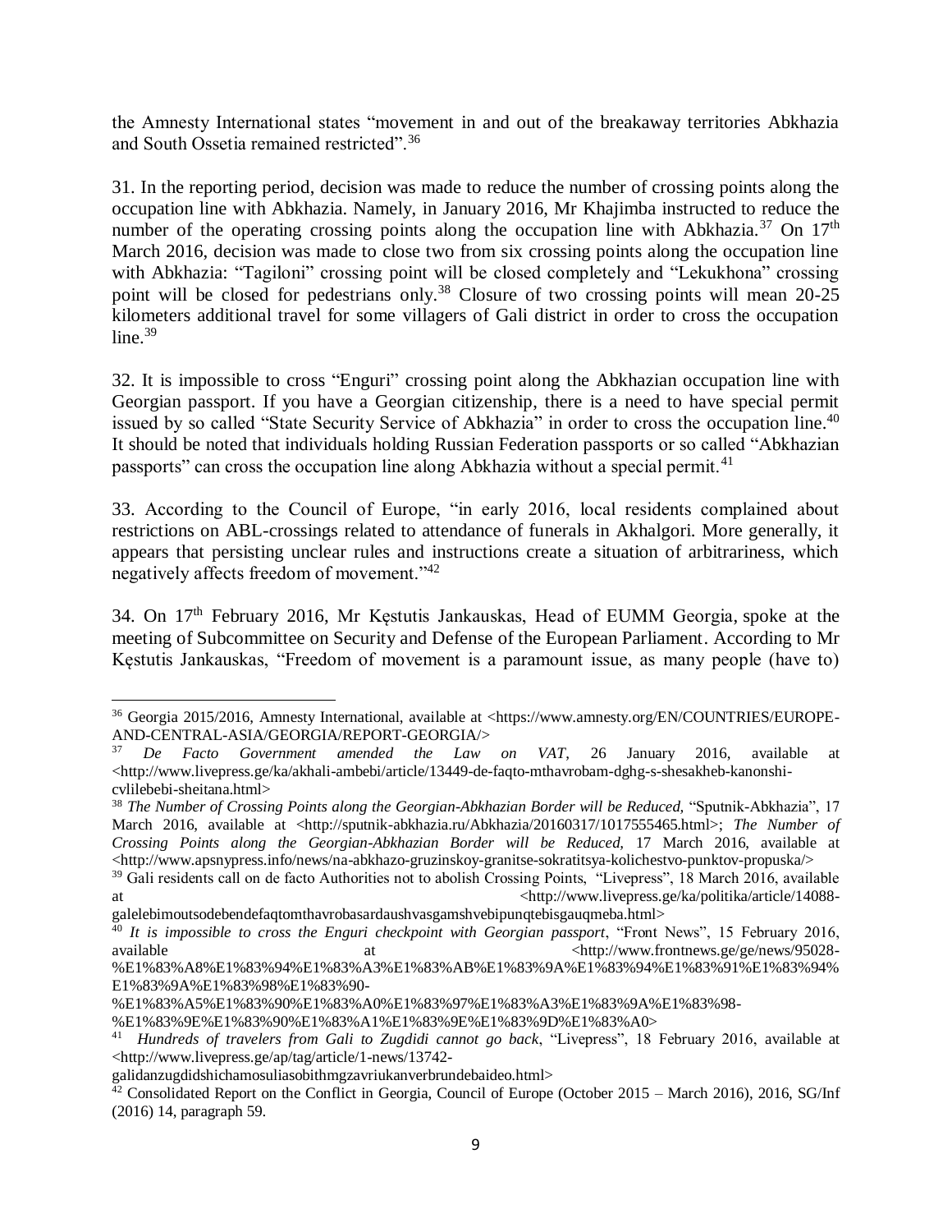the Amnesty International states “movement in and out of the breakaway territories Abkhazia and South Ossetia remained restricted”.[36]

31. In the reporting period, decision was made to reduce the number of crossing points along the occupation line with Abkhazia. Namely, in January 2016, Mr Khajimba instructed to reduce the number of the operating crossing points along the occupation line with Abkhazia.[37] On 17th March 2016, decision was made to close two from six crossing points along the occupation line with Abkhazia: “Tagiloni” crossing point will be closed completely and “Lekukhona” crossing point will be closed for pedestrians only.[38] Closure of two crossing points will mean 20-25 kilometers additional travel for some villagers of Gali district in order to cross the occupation line.[39]

32. It is impossible to cross “Enguri” crossing point along the Abkhazian occupation line with Georgian passport. If you have a Georgian citizenship, there is a need to have special permit issued by so called “State Security Service of Abkhazia” in order to cross the occupation line.[40] It should be noted that individuals holding Russian Federation passports or so called “Abkhazian passports” can cross the occupation line along Abkhazia without a special permit.[41]

33. According to the Council of Europe, “in early 2016, local residents complained about restrictions on ABL-crossings related to attendance of funerals in Akhalgori. More generally, it appears that persisting unclear rules and instructions create a situation of arbitrariness, which negatively affects freedom of movement.”[42]

34. On 17th February 2016, Mr Kęstutis Jankauskas, Head of EUMM Georgia, spoke at the meeting of Subcommittee on Security and Defense of the European Parliament. According to Mr Kęstutis Jankauskas, “Freedom of movement is a paramount issue, as many people (have to)

---

[36] Georgia 2015/2016, Amnesty International, available at <https://www.amnesty.org/EN/COUNTRIES/EUROPE-AND-CENTRAL-ASIA/GEORGIA/REPORT-GEORGIA/>

[37] *De Facto Government amended the Law on VAT*, 26 January 2016, available at <http://www.livepress.ge/ka/akhali-ambebi/article/13449-de-faqto-mthavrobam-dghg-s-shesakheb-kanonshi-cvlilebebi-sheitana.html>

[38] *The Number of Crossing Points along the Georgian-Abkhazian Border will be Reduced,* “Sputnik-Abkhazia”, 17 March 2016, available at <http://sputnik-abkhazia.ru/Abkhazia/20160317/1017555465.html>; *The Number of Crossing Points along the Georgian-Abkhazian Border will be Reduced,* 17 March 2016, available at <http://www.apsnypress.info/news/na-abkhazo-gruzinskoy-granitse-sokratitsya-kolichestvo-punktov-propuska/>

[39] Gali residents call on de facto Authorities not to abolish Crossing Points, “Livepress”, 18 March 2016, available at <http://www.livepress.ge/ka/politika/article/14088-galelebimoutsodebendefaqtomthavrobasardaushvasgamshvebipunqtebisgauqmeba.html>

[40] *It is impossible to cross the Enguri checkpoint with Georgian passport*, “Front News”, 15 February 2016, available at <http://www.frontnews.ge/ge/news/95028-%E1%83%A8%E1%83%94%E1%83%A3%E1%83%AB%E1%83%9A%E1%83%94%E1%83%91%E1%83%94%E1%83%9A%E1%83%98%E1%83%90-%E1%83%A5%E1%83%90%E1%83%A0%E1%83%97%E1%83%A3%E1%83%9A%E1%83%98-%E1%83%9E%E1%83%90%E1%83%A1%E1%83%9E%E1%83%9D%E1%83%A0>

[41] *Hundreds of travelers from Gali to Zugdidi cannot go back*, “Livepress”, 18 February 2016, available at <http://www.livepress.ge/ap/tag/article/1-news/13742-galidanzugdidshichamosuliasobithmgzavriukanverbrundebaideo.html>

[42] Consolidated Report on the Conflict in Georgia, Council of Europe (October 2015 – March 2016), 2016, SG/Inf (2016) 14, paragraph 59.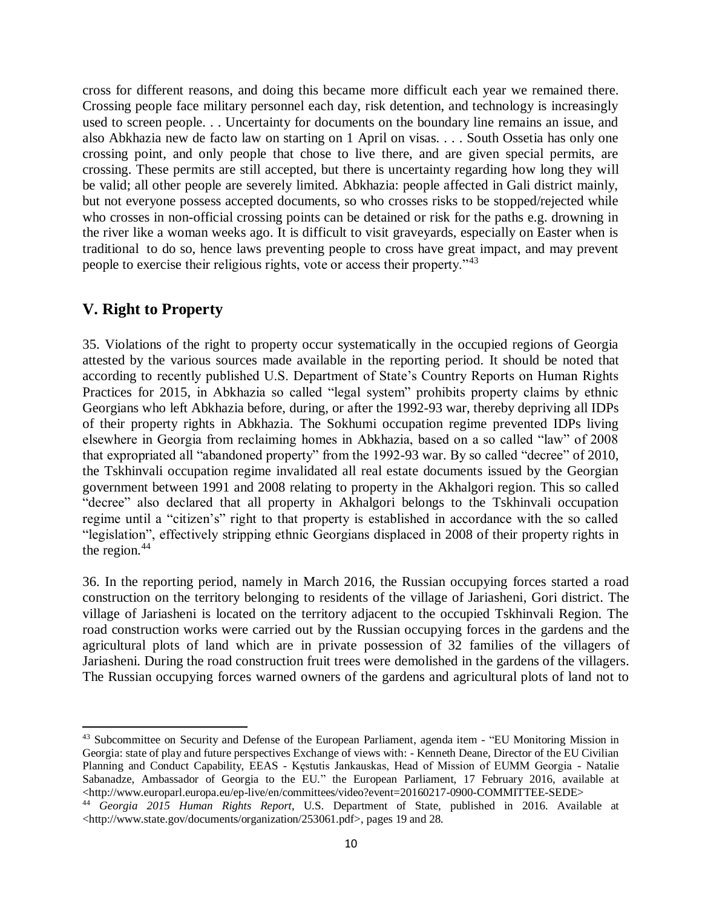cross for different reasons, and doing this became more difficult each year we remained there. Crossing people face military personnel each day, risk detention, and technology is increasingly used to screen people. . . Uncertainty for documents on the boundary line remains an issue, and also Abkhazia new de facto law on starting on 1 April on visas. . . . South Ossetia has only one crossing point, and only people that chose to live there, and are given special permits, are crossing. These permits are still accepted, but there is uncertainty regarding how long they will be valid; all other people are severely limited. Abkhazia: people affected in Gali district mainly, but not everyone possess accepted documents, so who crosses risks to be stopped/rejected while who crosses in non-official crossing points can be detained or risk for the paths e.g. drowning in the river like a woman weeks ago. It is difficult to visit graveyards, especially on Easter when is traditional to do so, hence laws preventing people to cross have great impact, and may prevent people to exercise their religious rights, vote or access their property."[43]

## V. Right to Property

35. Violations of the right to property occur systematically in the occupied regions of Georgia attested by the various sources made available in the reporting period. It should be noted that according to recently published U.S. Department of State's Country Reports on Human Rights Practices for 2015, in Abkhazia so called "legal system" prohibits property claims by ethnic Georgians who left Abkhazia before, during, or after the 1992-93 war, thereby depriving all IDPs of their property rights in Abkhazia. The Sokhumi occupation regime prevented IDPs living elsewhere in Georgia from reclaiming homes in Abkhazia, based on a so called "law" of 2008 that expropriated all "abandoned property" from the 1992-93 war. By so called "decree" of 2010, the Tskhinvali occupation regime invalidated all real estate documents issued by the Georgian government between 1991 and 2008 relating to property in the Akhalgori region. This so called "decree" also declared that all property in Akhalgori belongs to the Tskhinvali occupation regime until a "citizen's" right to that property is established in accordance with the so called "legislation", effectively stripping ethnic Georgians displaced in 2008 of their property rights in the region.[44]

36. In the reporting period, namely in March 2016, the Russian occupying forces started a road construction on the territory belonging to residents of the village of Jariasheni, Gori district. The village of Jariasheni is located on the territory adjacent to the occupied Tskhinvali Region. The road construction works were carried out by the Russian occupying forces in the gardens and the agricultural plots of land which are in private possession of 32 families of the villagers of Jariasheni. During the road construction fruit trees were demolished in the gardens of the villagers. The Russian occupying forces warned owners of the gardens and agricultural plots of land not to

---

[43] Subcommittee on Security and Defense of the European Parliament, agenda item - "EU Monitoring Mission in Georgia: state of play and future perspectives Exchange of views with: - Kenneth Deane, Director of the EU Civilian Planning and Conduct Capability, EEAS - Kęstutis Jankauskas, Head of Mission of EUMM Georgia - Natalie Sabanadze, Ambassador of Georgia to the EU." the European Parliament, 17 February 2016, available at <http://www.europarl.europa.eu/ep-live/en/committees/video?event=20160217-0900-COMMITTEE-SEDE>

[44] *Georgia 2015 Human Rights Report*, U.S. Department of State, published in 2016. Available at <http://www.state.gov/documents/organization/253061.pdf>, pages 19 and 28.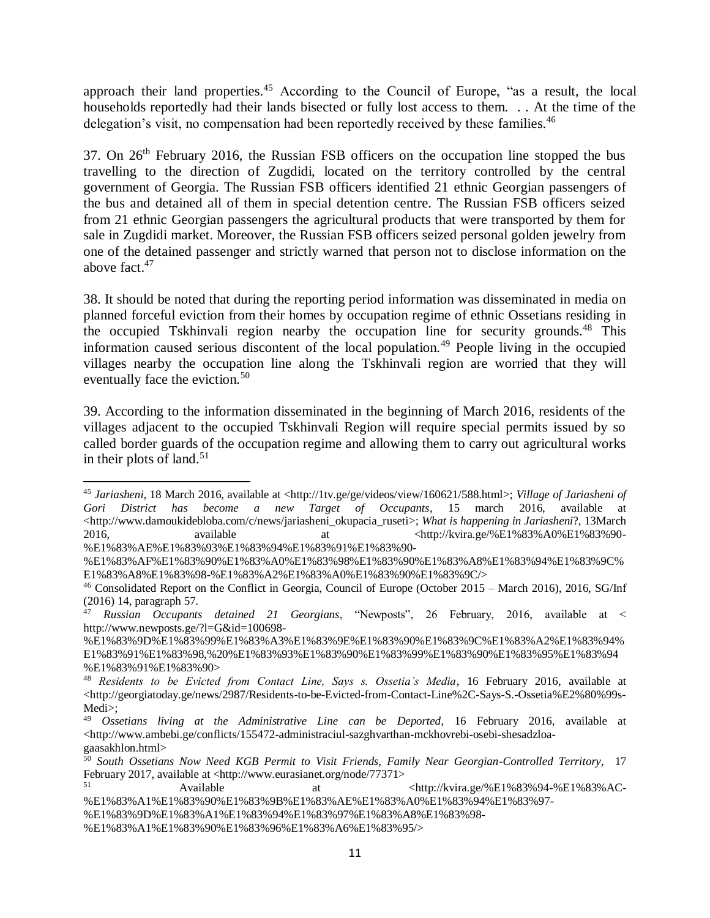approach their land properties.[45] According to the Council of Europe, "as a result, the local households reportedly had their lands bisected or fully lost access to them. . . At the time of the delegation's visit, no compensation had been reportedly received by these families.[46]

37. On 26th February 2016, the Russian FSB officers on the occupation line stopped the bus travelling to the direction of Zugdidi, located on the territory controlled by the central government of Georgia. The Russian FSB officers identified 21 ethnic Georgian passengers of the bus and detained all of them in special detention centre. The Russian FSB officers seized from 21 ethnic Georgian passengers the agricultural products that were transported by them for sale in Zugdidi market. Moreover, the Russian FSB officers seized personal golden jewelry from one of the detained passenger and strictly warned that person not to disclose information on the above fact.[47]

38. It should be noted that during the reporting period information was disseminated in media on planned forceful eviction from their homes by occupation regime of ethnic Ossetians residing in the occupied Tskhinvali region nearby the occupation line for security grounds.[48] This information caused serious discontent of the local population.[49] People living in the occupied villages nearby the occupation line along the Tskhinvali region are worried that they will eventually face the eviction.[50]

39. According to the information disseminated in the beginning of March 2016, residents of the villages adjacent to the occupied Tskhinvali Region will require special permits issued by so called border guards of the occupation regime and allowing them to carry out agricultural works in their plots of land.[51]

---

[45] *Jariasheni*, 18 March 2016, available at <http://1tv.ge/ge/videos/view/160621/588.html>; *Village of Jariasheni of Gori District has become a new Target of Occupants*, 15 march 2016, available at <http://www.damoukidebloba.com/c/news/jariasheni_okupacia_ruseti>; *What is happening in Jariasheni*?, 13March 2016, available at <http://kvira.ge/%E1%83%A0%E1%83%90-%E1%83%AE%E1%83%93%E1%83%94%E1%83%91%E1%83%90-%E1%83%AF%E1%83%90%E1%83%A0%E1%83%98%E1%83%90%E1%83%A8%E1%83%94%E1%83%9C%E1%83%A8%E1%83%98-%E1%83%A2%E1%83%A0%E1%83%90%E1%83%9C/>

[46] Consolidated Report on the Conflict in Georgia, Council of Europe (October 2015 – March 2016), 2016, SG/Inf (2016) 14, paragraph 57.

[47] *Russian Occupants detained 21 Georgians*, "Newposts", 26 February, 2016, available at < http://www.newposts.ge/?l=G&id=100698-%E1%83%9D%E1%83%99%E1%83%A3%E1%83%9E%E1%83%90%E1%83%9C%E1%83%A2%E1%83%94%E1%83%91%E1%83%98,%20%E1%83%93%E1%83%90%E1%83%99%E1%83%90%E1%83%95%E1%83%94%E1%83%91%E1%83%90>

[48] *Residents to be Evicted from Contact Line, Says s. Ossetia's Media*, 16 February 2016, available at <http://georgiatoday.ge/news/2987/Residents-to-be-Evicted-from-Contact-Line%2C-Says-S.-Ossetia%E2%80%99s-Medi>;

[49] *Ossetians living at the Administrative Line can be Deported*, 16 February 2016, available at <http://www.ambebi.ge/conflicts/155472-administraciul-sazghvarthan-mckhovrebi-osebi-shesadzloa-gaasakhlon.html>

[50] *South Ossetians Now Need KGB Permit to Visit Friends, Family Near Georgian-Controlled Territory*, 17 February 2017, available at <http://www.eurasianet.org/node/77371>

[51] Available at <http://kvira.ge/%E1%83%94-%E1%83%AC-%E1%83%A1%E1%83%90%E1%83%9B%E1%83%AE%E1%83%A0%E1%83%94%E1%83%97-%E1%83%9D%E1%83%A1%E1%83%94%E1%83%97%E1%83%A8%E1%83%98-%E1%83%A1%E1%83%90%E1%83%96%E1%83%A6%E1%83%95/>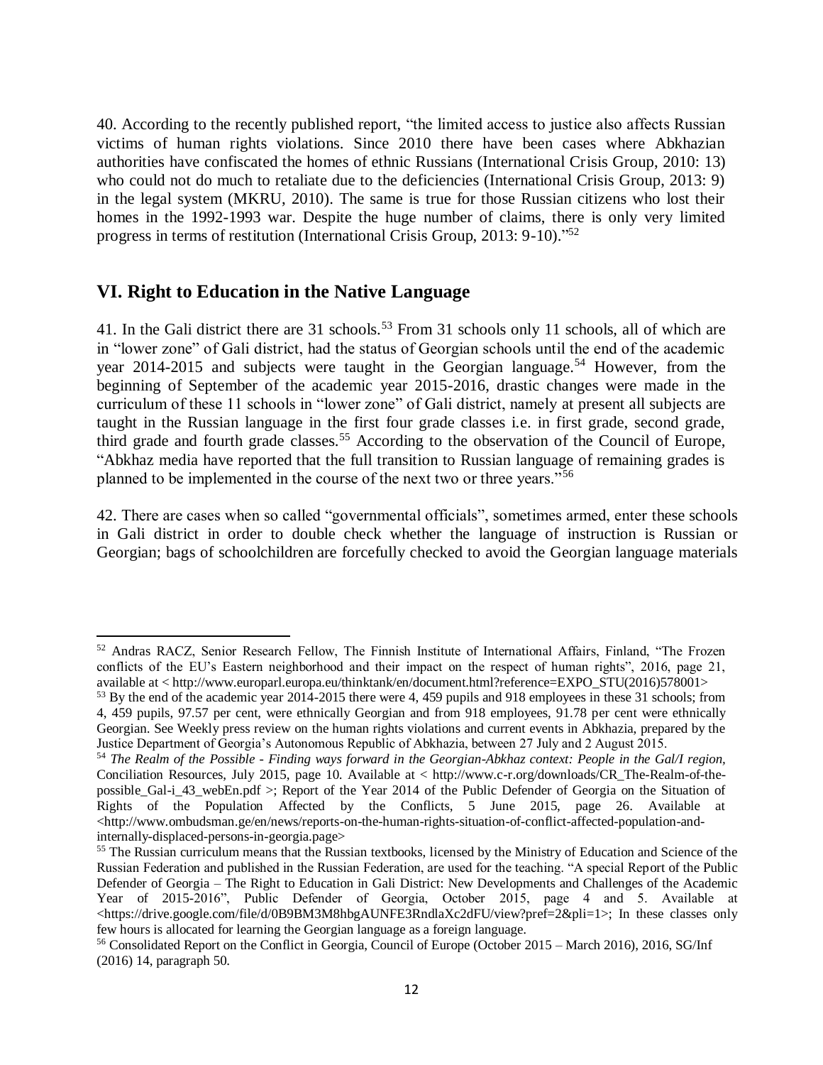40. According to the recently published report, "the limited access to justice also affects Russian victims of human rights violations. Since 2010 there have been cases where Abkhazian authorities have confiscated the homes of ethnic Russians (International Crisis Group, 2010: 13) who could not do much to retaliate due to the deficiencies (International Crisis Group, 2013: 9) in the legal system (MKRU, 2010). The same is true for those Russian citizens who lost their homes in the 1992-1993 war. Despite the huge number of claims, there is only very limited progress in terms of restitution (International Crisis Group, 2013: 9-10)."[52]

## VI. Right to Education in the Native Language

41. In the Gali district there are 31 schools.[53] From 31 schools only 11 schools, all of which are in "lower zone" of Gali district, had the status of Georgian schools until the end of the academic year 2014-2015 and subjects were taught in the Georgian language.[54] However, from the beginning of September of the academic year 2015-2016, drastic changes were made in the curriculum of these 11 schools in "lower zone" of Gali district, namely at present all subjects are taught in the Russian language in the first four grade classes i.e. in first grade, second grade, third grade and fourth grade classes.[55] According to the observation of the Council of Europe, "Abkhaz media have reported that the full transition to Russian language of remaining grades is planned to be implemented in the course of the next two or three years."[56]

42. There are cases when so called "governmental officials", sometimes armed, enter these schools in Gali district in order to double check whether the language of instruction is Russian or Georgian; bags of schoolchildren are forcefully checked to avoid the Georgian language materials

---

[52] Andras RACZ, Senior Research Fellow, The Finnish Institute of International Affairs, Finland, "The Frozen conflicts of the EU's Eastern neighborhood and their impact on the respect of human rights", 2016, page 21, available at < http://www.europarl.europa.eu/thinktank/en/document.html?reference=EXPO_STU(2016)578001>

[53] By the end of the academic year 2014-2015 there were 4, 459 pupils and 918 employees in these 31 schools; from 4, 459 pupils, 97.57 per cent, were ethnically Georgian and from 918 employees, 91.78 per cent were ethnically Georgian. See Weekly press review on the human rights violations and current events in Abkhazia, prepared by the Justice Department of Georgia's Autonomous Republic of Abkhazia, between 27 July and 2 August 2015.

[54] *The Realm of the Possible - Finding ways forward in the Georgian-Abkhaz context: People in the Gal/I region,* Conciliation Resources, July 2015, page 10. Available at < http://www.c-r.org/downloads/CR_The-Realm-of-the-possible_Gal-i_43_webEn.pdf >; Report of the Year 2014 of the Public Defender of Georgia on the Situation of Rights of the Population Affected by the Conflicts, 5 June 2015, page 26. Available at <http://www.ombudsman.ge/en/news/reports-on-the-human-rights-situation-of-conflict-affected-population-and-internally-displaced-persons-in-georgia.page>

[55] The Russian curriculum means that the Russian textbooks, licensed by the Ministry of Education and Science of the Russian Federation and published in the Russian Federation, are used for the teaching. "A special Report of the Public Defender of Georgia – The Right to Education in Gali District: New Developments and Challenges of the Academic Year of 2015-2016", Public Defender of Georgia, October 2015, page 4 and 5. Available at <https://drive.google.com/file/d/0B9BM3M8hbgAUNFE3RndlaXc2dFU/view?pref=2&pli=1>; In these classes only few hours is allocated for learning the Georgian language as a foreign language.

[56] Consolidated Report on the Conflict in Georgia, Council of Europe (October 2015 – March 2016), 2016, SG/Inf (2016) 14, paragraph 50.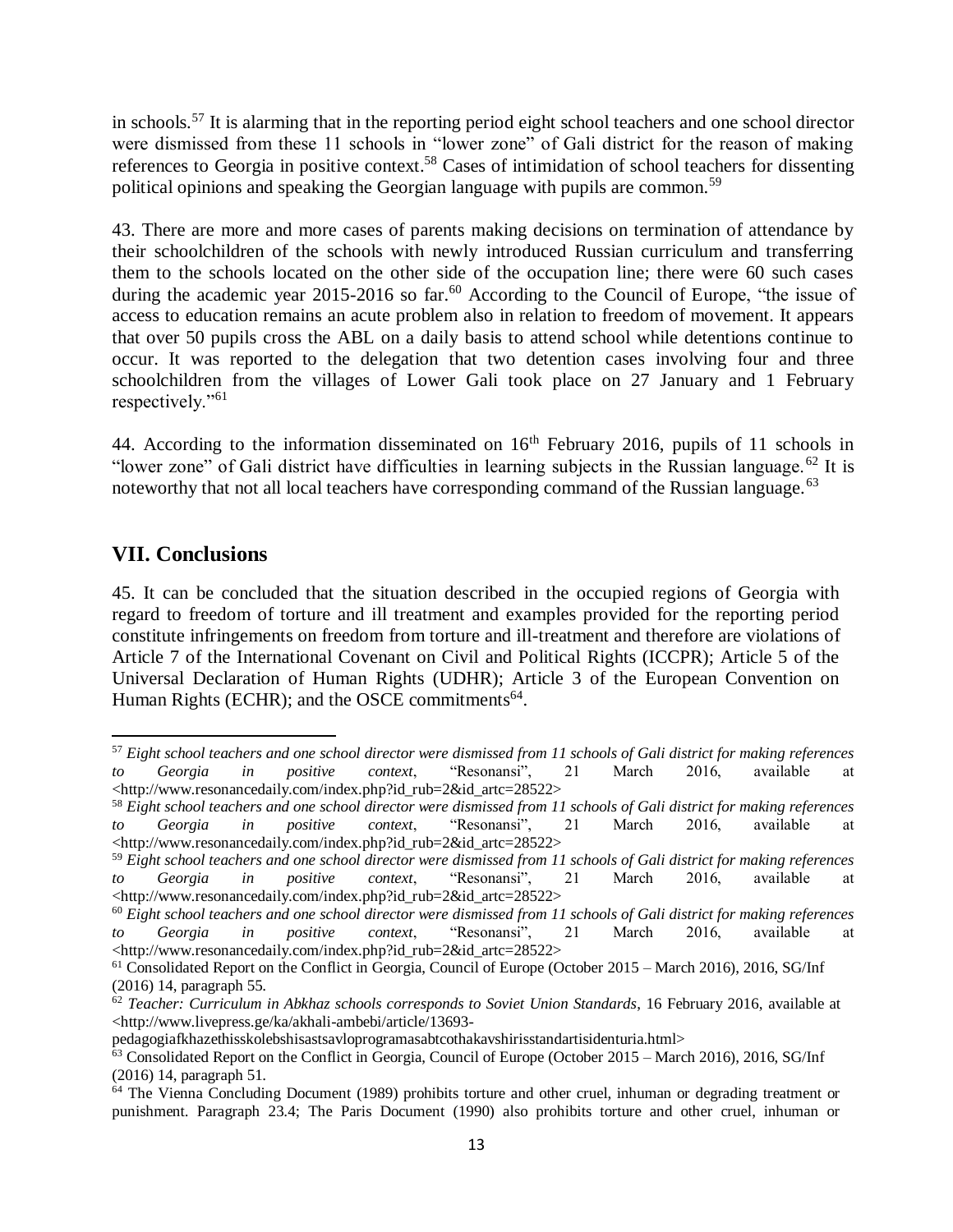in schools.[57] It is alarming that in the reporting period eight school teachers and one school director were dismissed from these 11 schools in "lower zone" of Gali district for the reason of making references to Georgia in positive context.[58] Cases of intimidation of school teachers for dissenting political opinions and speaking the Georgian language with pupils are common.[59]

43. There are more and more cases of parents making decisions on termination of attendance by their schoolchildren of the schools with newly introduced Russian curriculum and transferring them to the schools located on the other side of the occupation line; there were 60 such cases during the academic year 2015-2016 so far.[60] According to the Council of Europe, "the issue of access to education remains an acute problem also in relation to freedom of movement. It appears that over 50 pupils cross the ABL on a daily basis to attend school while detentions continue to occur. It was reported to the delegation that two detention cases involving four and three schoolchildren from the villages of Lower Gali took place on 27 January and 1 February respectively."[61]

44. According to the information disseminated on 16th February 2016, pupils of 11 schools in "lower zone" of Gali district have difficulties in learning subjects in the Russian language.[62] It is noteworthy that not all local teachers have corresponding command of the Russian language.[63]

## VII. Conclusions

45. It can be concluded that the situation described in the occupied regions of Georgia with regard to freedom of torture and ill treatment and examples provided for the reporting period constitute infringements on freedom from torture and ill-treatment and therefore are violations of Article 7 of the International Covenant on Civil and Political Rights (ICCPR); Article 5 of the Universal Declaration of Human Rights (UDHR); Article 3 of the European Convention on Human Rights (ECHR); and the OSCE commitments[64].

---

[57] *Eight school teachers and one school director were dismissed from 11 schools of Gali district for making references to Georgia in positive context*, "Resonansi", 21 March 2016, available at <http://www.resonancedaily.com/index.php?id_rub=2&id_artc=28522>

[58] *Eight school teachers and one school director were dismissed from 11 schools of Gali district for making references to Georgia in positive context*, "Resonansi", 21 March 2016, available at <http://www.resonancedaily.com/index.php?id_rub=2&id_artc=28522>

[59] *Eight school teachers and one school director were dismissed from 11 schools of Gali district for making references to Georgia in positive context*, "Resonansi", 21 March 2016, available at <http://www.resonancedaily.com/index.php?id_rub=2&id_artc=28522>

[60] *Eight school teachers and one school director were dismissed from 11 schools of Gali district for making references to Georgia in positive context*, "Resonansi", 21 March 2016, available at <http://www.resonancedaily.com/index.php?id_rub=2&id_artc=28522>

[61] Consolidated Report on the Conflict in Georgia, Council of Europe (October 2015 – March 2016), 2016, SG/Inf (2016) 14, paragraph 55.

[62] *Teacher: Curriculum in Abkhaz schools corresponds to Soviet Union Standards*, 16 February 2016, available at <http://www.livepress.ge/ka/akhali-ambebi/article/13693-pedagogiafkhazethisskolebshisastsavloprogramasabtcothakavshirisstandartisidenturia.html>

[63] Consolidated Report on the Conflict in Georgia, Council of Europe (October 2015 – March 2016), 2016, SG/Inf (2016) 14, paragraph 51.

[64] The Vienna Concluding Document (1989) prohibits torture and other cruel, inhuman or degrading treatment or punishment. Paragraph 23.4; The Paris Document (1990) also prohibits torture and other cruel, inhuman or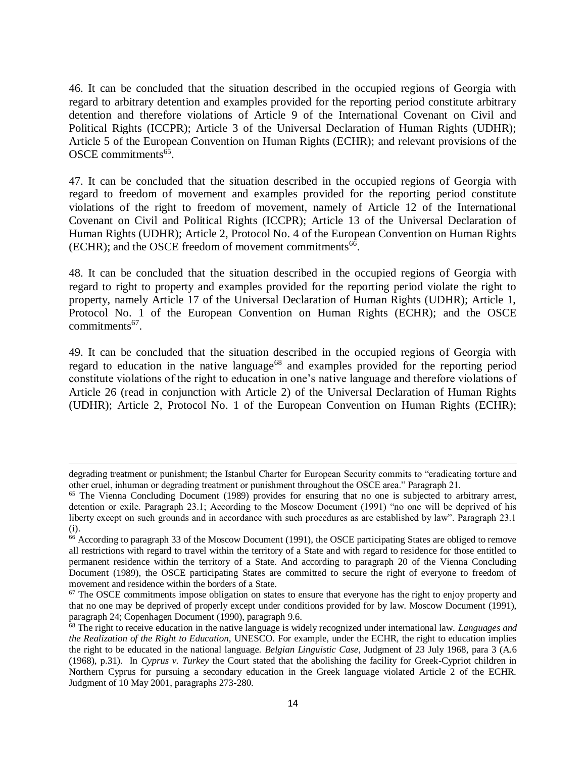46. It can be concluded that the situation described in the occupied regions of Georgia with regard to arbitrary detention and examples provided for the reporting period constitute arbitrary detention and therefore violations of Article 9 of the International Covenant on Civil and Political Rights (ICCPR); Article 3 of the Universal Declaration of Human Rights (UDHR); Article 5 of the European Convention on Human Rights (ECHR); and relevant provisions of the OSCE commitments[65].

47. It can be concluded that the situation described in the occupied regions of Georgia with regard to freedom of movement and examples provided for the reporting period constitute violations of the right to freedom of movement, namely of Article 12 of the International Covenant on Civil and Political Rights (ICCPR); Article 13 of the Universal Declaration of Human Rights (UDHR); Article 2, Protocol No. 4 of the European Convention on Human Rights (ECHR); and the OSCE freedom of movement commitments[66].

48. It can be concluded that the situation described in the occupied regions of Georgia with regard to right to property and examples provided for the reporting period violate the right to property, namely Article 17 of the Universal Declaration of Human Rights (UDHR); Article 1, Protocol No. 1 of the European Convention on Human Rights (ECHR); and the OSCE commitments[67].

49. It can be concluded that the situation described in the occupied regions of Georgia with regard to education in the native language[68] and examples provided for the reporting period constitute violations of the right to education in one's native language and therefore violations of Article 26 (read in conjunction with Article 2) of the Universal Declaration of Human Rights (UDHR); Article 2, Protocol No. 1 of the European Convention on Human Rights (ECHR);

---

degrading treatment or punishment; the Istanbul Charter for European Security commits to "eradicating torture and other cruel, inhuman or degrading treatment or punishment throughout the OSCE area." Paragraph 21.

[65] The Vienna Concluding Document (1989) provides for ensuring that no one is subjected to arbitrary arrest, detention or exile. Paragraph 23.1; According to the Moscow Document (1991) "no one will be deprived of his liberty except on such grounds and in accordance with such procedures as are established by law". Paragraph 23.1 (i).

[66] According to paragraph 33 of the Moscow Document (1991), the OSCE participating States are obliged to remove all restrictions with regard to travel within the territory of a State and with regard to residence for those entitled to permanent residence within the territory of a State. And according to paragraph 20 of the Vienna Concluding Document (1989), the OSCE participating States are committed to secure the right of everyone to freedom of movement and residence within the borders of a State.

[67] The OSCE commitments impose obligation on states to ensure that everyone has the right to enjoy property and that no one may be deprived of properly except under conditions provided for by law. Moscow Document (1991), paragraph 24; Copenhagen Document (1990), paragraph 9.6.

[68] The right to receive education in the native language is widely recognized under international law. *Languages and the Realization of the Right to Education*, UNESCO. For example, under the ECHR, the right to education implies the right to be educated in the national language. *Belgian Linguistic Case*, Judgment of 23 July 1968, para 3 (A.6 (1968), p.31). In *Cyprus v. Turkey* the Court stated that the abolishing the facility for Greek-Cypriot children in Northern Cyprus for pursuing a secondary education in the Greek language violated Article 2 of the ECHR. Judgment of 10 May 2001, paragraphs 273-280.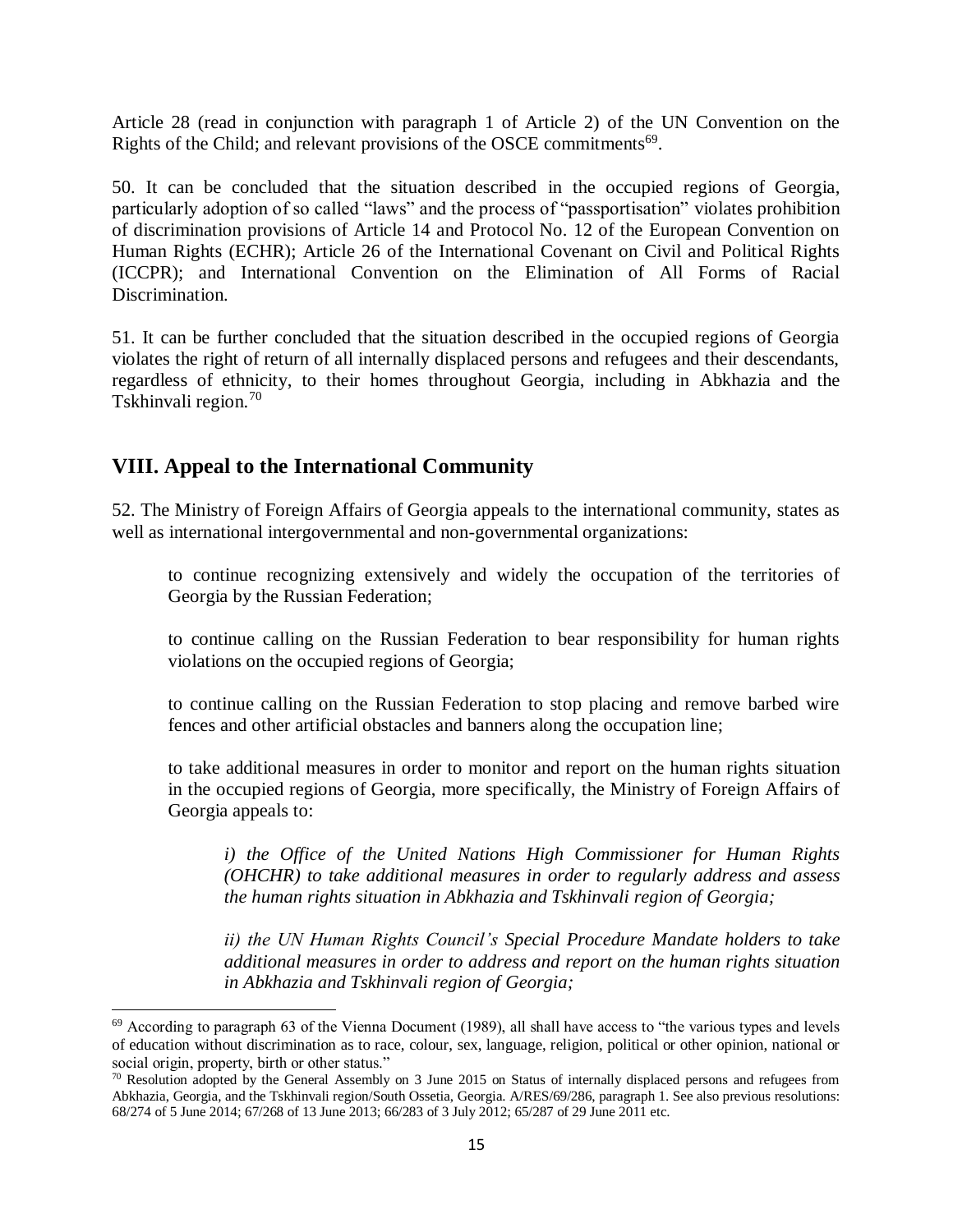Article 28 (read in conjunction with paragraph 1 of Article 2) of the UN Convention on the Rights of the Child; and relevant provisions of the OSCE commitments[69].

50. It can be concluded that the situation described in the occupied regions of Georgia, particularly adoption of so called "laws" and the process of "passportisation" violates prohibition of discrimination provisions of Article 14 and Protocol No. 12 of the European Convention on Human Rights (ECHR); Article 26 of the International Covenant on Civil and Political Rights (ICCPR); and International Convention on the Elimination of All Forms of Racial Discrimination.

51. It can be further concluded that the situation described in the occupied regions of Georgia violates the right of return of all internally displaced persons and refugees and their descendants, regardless of ethnicity, to their homes throughout Georgia, including in Abkhazia and the Tskhinvali region.[70]

## VIII. Appeal to the International Community

52. The Ministry of Foreign Affairs of Georgia appeals to the international community, states as well as international intergovernmental and non-governmental organizations:

> to continue recognizing extensively and widely the occupation of the territories of Georgia by the Russian Federation;
>
> to continue calling on the Russian Federation to bear responsibility for human rights violations on the occupied regions of Georgia;
>
> to continue calling on the Russian Federation to stop placing and remove barbed wire fences and other artificial obstacles and banners along the occupation line;
>
> to take additional measures in order to monitor and report on the human rights situation in the occupied regions of Georgia, more specifically, the Ministry of Foreign Affairs of Georgia appeals to:
>
>> *i) the Office of the United Nations High Commissioner for Human Rights (OHCHR) to take additional measures in order to regularly address and assess the human rights situation in Abkhazia and Tskhinvali region of Georgia;*
>>
>> *ii) the UN Human Rights Council's Special Procedure Mandate holders to take additional measures in order to address and report on the human rights situation in Abkhazia and Tskhinvali region of Georgia;*

---

[69] According to paragraph 63 of the Vienna Document (1989), all shall have access to "the various types and levels of education without discrimination as to race, colour, sex, language, religion, political or other opinion, national or social origin, property, birth or other status."

[70] Resolution adopted by the General Assembly on 3 June 2015 on Status of internally displaced persons and refugees from Abkhazia, Georgia, and the Tskhinvali region/South Ossetia, Georgia. A/RES/69/286, paragraph 1. See also previous resolutions: 68/274 of 5 June 2014; 67/268 of 13 June 2013; 66/283 of 3 July 2012; 65/287 of 29 June 2011 etc.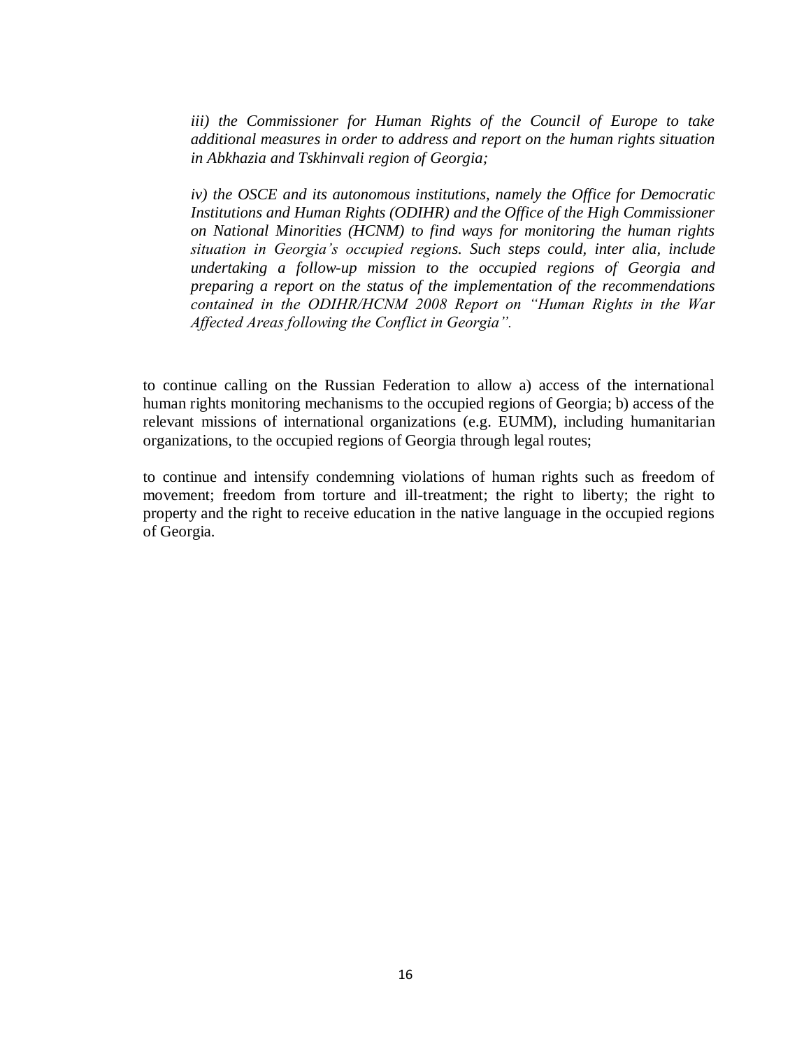*iii) the Commissioner for Human Rights of the Council of Europe to take additional measures in order to address and report on the human rights situation in Abkhazia and Tskhinvali region of Georgia;*

*iv) the OSCE and its autonomous institutions, namely the Office for Democratic Institutions and Human Rights (ODIHR) and the Office of the High Commissioner on National Minorities (HCNM) to find ways for monitoring the human rights situation in Georgia's occupied regions. Such steps could, inter alia, include undertaking a follow-up mission to the occupied regions of Georgia and preparing a report on the status of the implementation of the recommendations contained in the ODIHR/HCNM 2008 Report on "Human Rights in the War Affected Areas following the Conflict in Georgia".*

to continue calling on the Russian Federation to allow a) access of the international human rights monitoring mechanisms to the occupied regions of Georgia; b) access of the relevant missions of international organizations (e.g. EUMM), including humanitarian organizations, to the occupied regions of Georgia through legal routes;

to continue and intensify condemning violations of human rights such as freedom of movement; freedom from torture and ill-treatment; the right to liberty; the right to property and the right to receive education in the native language in the occupied regions of Georgia.